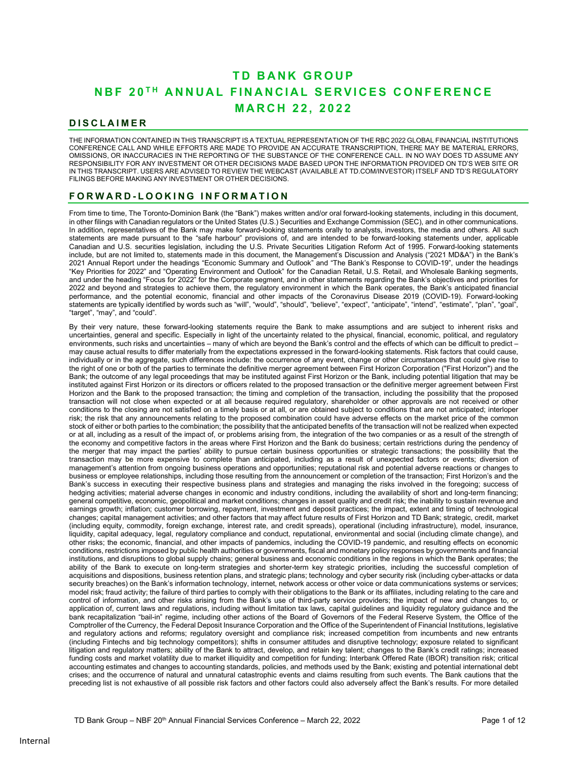# TD BANK GROUP
# NBF 20TH ANNUAL FINANCIAL SERVICES CONFERENCE
# MARCH 22, 2022

## DISCLAIMER

THE INFORMATION CONTAINED IN THIS TRANSCRIPT IS A TEXTUAL REPRESENTATION OF THE RBC 2022 GLOBAL FINANCIAL INSTITUTIONS CONFERENCE CALL AND WHILE EFFORTS ARE MADE TO PROVIDE AN ACCURATE TRANSCRIPTION, THERE MAY BE MATERIAL ERRORS, OMISSIONS, OR INACCURACIES IN THE REPORTING OF THE SUBSTANCE OF THE CONFERENCE CALL. IN NO WAY DOES TD ASSUME ANY RESPONSIBILITY FOR ANY INVESTMENT OR OTHER DECISIONS MADE BASED UPON THE INFORMATION PROVIDED ON TD'S WEB SITE OR IN THIS TRANSCRIPT. USERS ARE ADVISED TO REVIEW THE WEBCAST (AVAILABLE AT TD.COM/INVESTOR) ITSELF AND TD'S REGULATORY FILINGS BEFORE MAKING ANY INVESTMENT OR OTHER DECISIONS.

## FORWARD-LOOKING INFORMATION

From time to time, The Toronto-Dominion Bank (the "Bank") makes written and/or oral forward-looking statements, including in this document, in other filings with Canadian regulators or the United States (U.S.) Securities and Exchange Commission (SEC), and in other communications. In addition, representatives of the Bank may make forward-looking statements orally to analysts, investors, the media and others. All such statements are made pursuant to the "safe harbour" provisions of, and are intended to be forward-looking statements under, applicable Canadian and U.S. securities legislation, including the U.S. Private Securities Litigation Reform Act of 1995. Forward-looking statements include, but are not limited to, statements made in this document, the Management's Discussion and Analysis ("2021 MD&A") in the Bank's 2021 Annual Report under the headings "Economic Summary and Outlook" and "The Bank's Response to COVID-19", under the headings "Key Priorities for 2022" and "Operating Environment and Outlook" for the Canadian Retail, U.S. Retail, and Wholesale Banking segments, and under the heading "Focus for 2022" for the Corporate segment, and in other statements regarding the Bank's objectives and priorities for 2022 and beyond and strategies to achieve them, the regulatory environment in which the Bank operates, the Bank's anticipated financial performance, and the potential economic, financial and other impacts of the Coronavirus Disease 2019 (COVID-19). Forward-looking statements are typically identified by words such as "will", "would", "should", "believe", "expect", "anticipate", "intend", "estimate", "plan", "goal", "target", "may", and "could".

By their very nature, these forward-looking statements require the Bank to make assumptions and are subject to inherent risks and uncertainties, general and specific. Especially in light of the uncertainty related to the physical, financial, economic, political, and regulatory environments, such risks and uncertainties – many of which are beyond the Bank's control and the effects of which can be difficult to predict – may cause actual results to differ materially from the expectations expressed in the forward-looking statements. Risk factors that could cause, individually or in the aggregate, such differences include: the occurrence of any event, change or other circumstances that could give rise to the right of one or both of the parties to terminate the definitive merger agreement between First Horizon Corporation ("First Horizon") and the Bank; the outcome of any legal proceedings that may be instituted against First Horizon or the Bank, including potential litigation that may be instituted against First Horizon or its directors or officers related to the proposed transaction or the definitive merger agreement between First Horizon and the Bank to the proposed transaction; the timing and completion of the transaction, including the possibility that the proposed transaction will not close when expected or at all because required regulatory, shareholder or other approvals are not received or other conditions to the closing are not satisfied on a timely basis or at all, or are obtained subject to conditions that are not anticipated; interloper risk; the risk that any announcements relating to the proposed combination could have adverse effects on the market price of the common stock of either or both parties to the combination; the possibility that the anticipated benefits of the transaction will not be realized when expected or at all, including as a result of the impact of, or problems arising from, the integration of the two companies or as a result of the strength of the economy and competitive factors in the areas where First Horizon and the Bank do business; certain restrictions during the pendency of the merger that may impact the parties' ability to pursue certain business opportunities or strategic transactions; the possibility that the transaction may be more expensive to complete than anticipated, including as a result of unexpected factors or events; diversion of management's attention from ongoing business operations and opportunities; reputational risk and potential adverse reactions or changes to business or employee relationships, including those resulting from the announcement or completion of the transaction; First Horizon's and the Bank's success in executing their respective business plans and strategies and managing the risks involved in the foregoing; success of hedging activities; material adverse changes in economic and industry conditions, including the availability of short and long-term financing; general competitive, economic, geopolitical and market conditions; changes in asset quality and credit risk; the inability to sustain revenue and earnings growth; inflation; customer borrowing, repayment, investment and deposit practices; the impact, extent and timing of technological changes; capital management activities; and other factors that may affect future results of First Horizon and TD Bank; strategic, credit, market (including equity, commodity, foreign exchange, interest rate, and credit spreads), operational (including infrastructure), model, insurance, liquidity, capital adequacy, legal, regulatory compliance and conduct, reputational, environmental and social (including climate change), and other risks; the economic, financial, and other impacts of pandemics, including the COVID-19 pandemic, and resulting effects on economic conditions, restrictions imposed by public health authorities or governments, fiscal and monetary policy responses by governments and financial institutions, and disruptions to global supply chains; general business and economic conditions in the regions in which the Bank operates; the ability of the Bank to execute on long-term strategies and shorter-term key strategic priorities, including the successful completion of acquisitions and dispositions, business retention plans, and strategic plans; technology and cyber security risk (including cyber-attacks or data security breaches) on the Bank's information technology, internet, network access or other voice or data communications systems or services; model risk; fraud activity; the failure of third parties to comply with their obligations to the Bank or its affiliates, including relating to the care and control of information, and other risks arising from the Bank's use of third-party service providers; the impact of new and changes to, or application of, current laws and regulations, including without limitation tax laws, capital guidelines and liquidity regulatory guidance and the bank recapitalization "bail-in" regime, including other actions of the Board of Governors of the Federal Reserve System, the Office of the Comptroller of the Currency, the Federal Deposit Insurance Corporation and the Office of the Superintendent of Financial Institutions, legislative and regulatory actions and reforms; regulatory oversight and compliance risk; increased competition from incumbents and new entrants (including Fintechs and big technology competitors); shifts in consumer attitudes and disruptive technology; exposure related to significant litigation and regulatory matters; ability of the Bank to attract, develop, and retain key talent; changes to the Bank's credit ratings; increased funding costs and market volatility due to market illiquidity and competition for funding; Interbank Offered Rate (IBOR) transition risk; critical accounting estimates and changes to accounting standards, policies, and methods used by the Bank; existing and potential international debt crises; and the occurrence of natural and unnatural catastrophic events and claims resulting from such events. The Bank cautions that the preceding list is not exhaustive of all possible risk factors and other factors could also adversely affect the Bank's results. For more detailed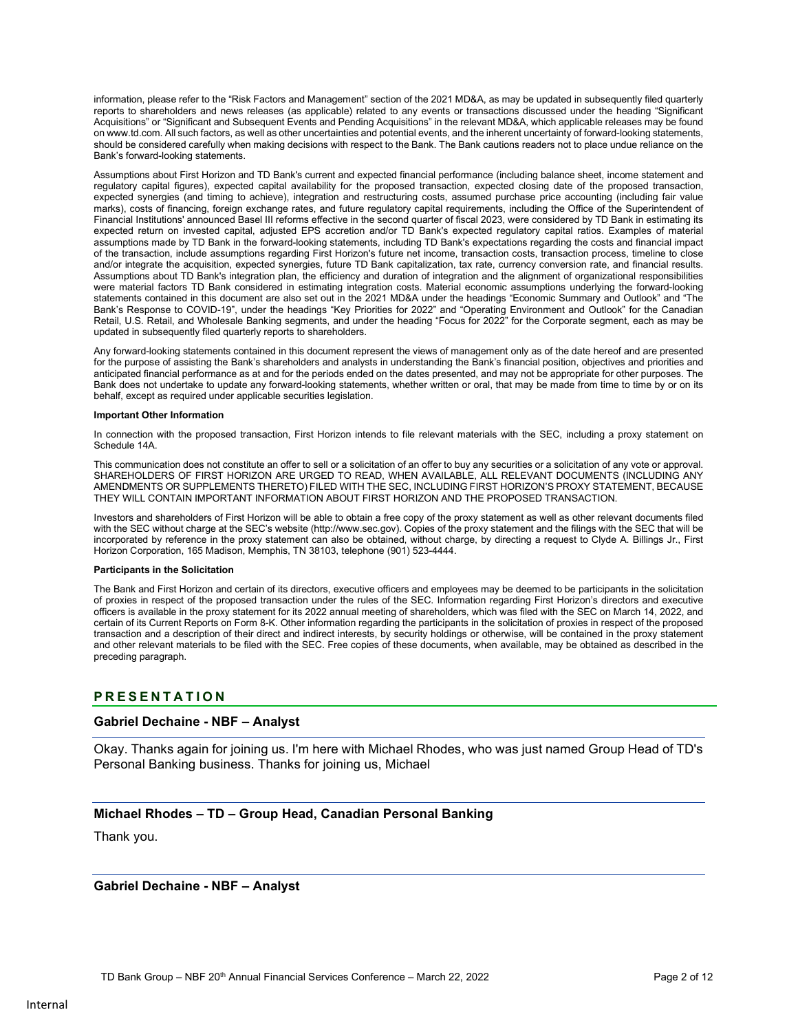information, please refer to the "Risk Factors and Management" section of the 2021 MD&A, as may be updated in subsequently filed quarterly reports to shareholders and news releases (as applicable) related to any events or transactions discussed under the heading "Significant Acquisitions" or "Significant and Subsequent Events and Pending Acquisitions" in the relevant MD&A, which applicable releases may be found on www.td.com. All such factors, as well as other uncertainties and potential events, and the inherent uncertainty of forward-looking statements, should be considered carefully when making decisions with respect to the Bank. The Bank cautions readers not to place undue reliance on the Bank's forward-looking statements.

Assumptions about First Horizon and TD Bank's current and expected financial performance (including balance sheet, income statement and regulatory capital figures), expected capital availability for the proposed transaction, expected closing date of the proposed transaction, expected synergies (and timing to achieve), integration and restructuring costs, assumed purchase price accounting (including fair value marks), costs of financing, foreign exchange rates, and future regulatory capital requirements, including the Office of the Superintendent of Financial Institutions' announced Basel III reforms effective in the second quarter of fiscal 2023, were considered by TD Bank in estimating its expected return on invested capital, adjusted EPS accretion and/or TD Bank's expected regulatory capital ratios. Examples of material assumptions made by TD Bank in the forward-looking statements, including TD Bank's expectations regarding the costs and financial impact of the transaction, include assumptions regarding First Horizon's future net income, transaction costs, transaction process, timeline to close and/or integrate the acquisition, expected synergies, future TD Bank capitalization, tax rate, currency conversion rate, and financial results. Assumptions about TD Bank's integration plan, the efficiency and duration of integration and the alignment of organizational responsibilities were material factors TD Bank considered in estimating integration costs. Material economic assumptions underlying the forward-looking statements contained in this document are also set out in the 2021 MD&A under the headings "Economic Summary and Outlook" and "The Bank's Response to COVID-19", under the headings "Key Priorities for 2022" and "Operating Environment and Outlook" for the Canadian Retail, U.S. Retail, and Wholesale Banking segments, and under the heading "Focus for 2022" for the Corporate segment, each as may be updated in subsequently filed quarterly reports to shareholders.

Any forward-looking statements contained in this document represent the views of management only as of the date hereof and are presented for the purpose of assisting the Bank's shareholders and analysts in understanding the Bank's financial position, objectives and priorities and anticipated financial performance as at and for the periods ended on the dates presented, and may not be appropriate for other purposes. The Bank does not undertake to update any forward-looking statements, whether written or oral, that may be made from time to time by or on its behalf, except as required under applicable securities legislation.

**Important Other Information**

In connection with the proposed transaction, First Horizon intends to file relevant materials with the SEC, including a proxy statement on Schedule 14A.

This communication does not constitute an offer to sell or a solicitation of an offer to buy any securities or a solicitation of any vote or approval. SHAREHOLDERS OF FIRST HORIZON ARE URGED TO READ, WHEN AVAILABLE, ALL RELEVANT DOCUMENTS (INCLUDING ANY AMENDMENTS OR SUPPLEMENTS THERETO) FILED WITH THE SEC, INCLUDING FIRST HORIZON'S PROXY STATEMENT, BECAUSE THEY WILL CONTAIN IMPORTANT INFORMATION ABOUT FIRST HORIZON AND THE PROPOSED TRANSACTION.

Investors and shareholders of First Horizon will be able to obtain a free copy of the proxy statement as well as other relevant documents filed with the SEC without charge at the SEC's website (http://www.sec.gov). Copies of the proxy statement and the filings with the SEC that will be incorporated by reference in the proxy statement can also be obtained, without charge, by directing a request to Clyde A. Billings Jr., First Horizon Corporation, 165 Madison, Memphis, TN 38103, telephone (901) 523-4444.

**Participants in the Solicitation**

The Bank and First Horizon and certain of its directors, executive officers and employees may be deemed to be participants in the solicitation of proxies in respect of the proposed transaction under the rules of the SEC. Information regarding First Horizon's directors and executive officers is available in the proxy statement for its 2022 annual meeting of shareholders, which was filed with the SEC on March 14, 2022, and certain of its Current Reports on Form 8-K. Other information regarding the participants in the solicitation of proxies in respect of the proposed transaction and a description of their direct and indirect interests, by security holdings or otherwise, will be contained in the proxy statement and other relevant materials to be filed with the SEC. Free copies of these documents, when available, may be obtained as described in the preceding paragraph.

## PRESENTATION

### Gabriel Dechaine - NBF – Analyst

Okay. Thanks again for joining us. I'm here with Michael Rhodes, who was just named Group Head of TD's Personal Banking business. Thanks for joining us, Michael

### Michael Rhodes – TD – Group Head, Canadian Personal Banking

Thank you.

### Gabriel Dechaine - NBF – Analyst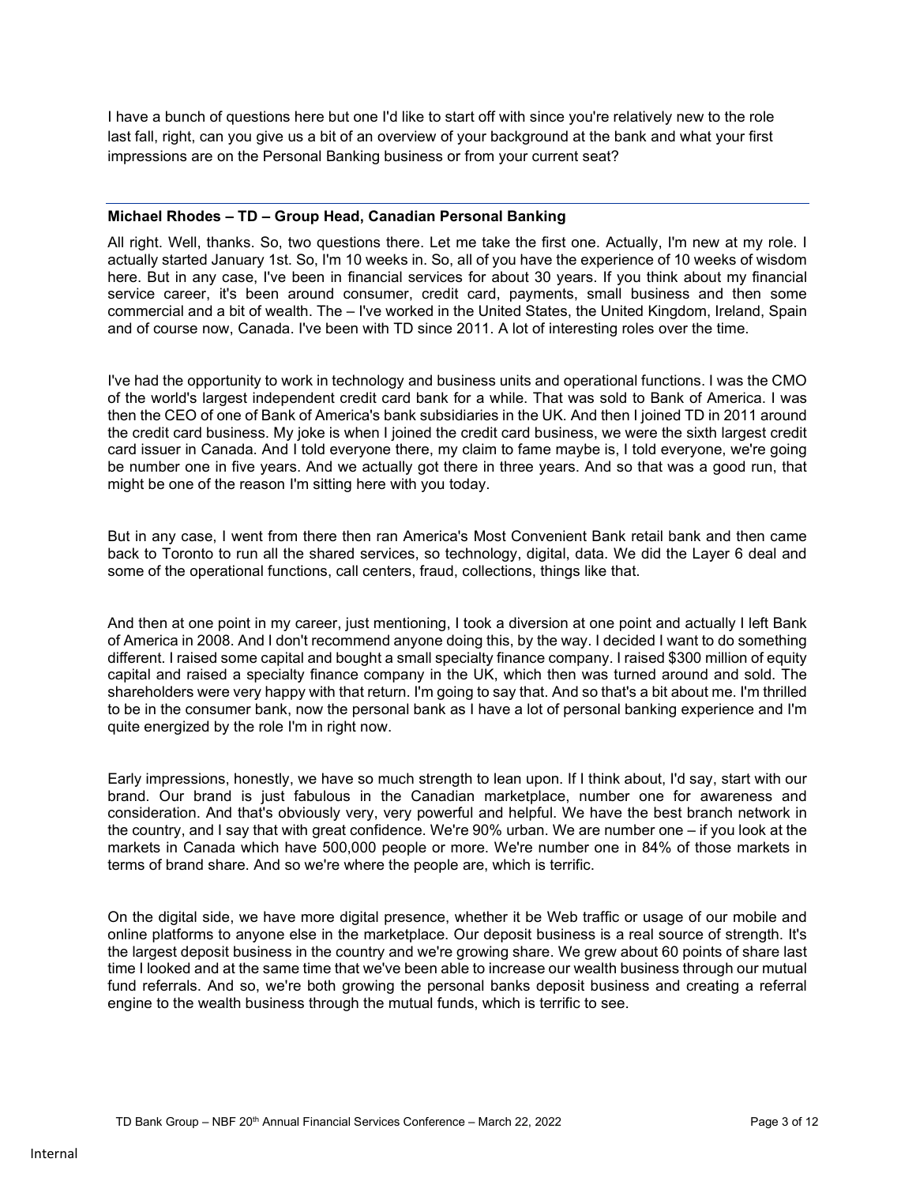I have a bunch of questions here but one I'd like to start off with since you're relatively new to the role last fall, right, can you give us a bit of an overview of your background at the bank and what your first impressions are on the Personal Banking business or from your current seat?

**Michael Rhodes – TD – Group Head, Canadian Personal Banking**

All right. Well, thanks. So, two questions there. Let me take the first one. Actually, I'm new at my role. I actually started January 1st. So, I'm 10 weeks in. So, all of you have the experience of 10 weeks of wisdom here. But in any case, I've been in financial services for about 30 years. If you think about my financial service career, it's been around consumer, credit card, payments, small business and then some commercial and a bit of wealth. The – I've worked in the United States, the United Kingdom, Ireland, Spain and of course now, Canada. I've been with TD since 2011. A lot of interesting roles over the time.

I've had the opportunity to work in technology and business units and operational functions. I was the CMO of the world's largest independent credit card bank for a while. That was sold to Bank of America. I was then the CEO of one of Bank of America's bank subsidiaries in the UK. And then I joined TD in 2011 around the credit card business. My joke is when I joined the credit card business, we were the sixth largest credit card issuer in Canada. And I told everyone there, my claim to fame maybe is, I told everyone, we're going be number one in five years. And we actually got there in three years. And so that was a good run, that might be one of the reason I'm sitting here with you today.

But in any case, I went from there then ran America's Most Convenient Bank retail bank and then came back to Toronto to run all the shared services, so technology, digital, data. We did the Layer 6 deal and some of the operational functions, call centers, fraud, collections, things like that.

And then at one point in my career, just mentioning, I took a diversion at one point and actually I left Bank of America in 2008. And I don't recommend anyone doing this, by the way. I decided I want to do something different. I raised some capital and bought a small specialty finance company. I raised $300 million of equity capital and raised a specialty finance company in the UK, which then was turned around and sold. The shareholders were very happy with that return. I'm going to say that. And so that's a bit about me. I'm thrilled to be in the consumer bank, now the personal bank as I have a lot of personal banking experience and I'm quite energized by the role I'm in right now.

Early impressions, honestly, we have so much strength to lean upon. If I think about, I'd say, start with our brand. Our brand is just fabulous in the Canadian marketplace, number one for awareness and consideration. And that's obviously very, very powerful and helpful. We have the best branch network in the country, and I say that with great confidence. We're 90% urban. We are number one – if you look at the markets in Canada which have 500,000 people or more. We're number one in 84% of those markets in terms of brand share. And so we're where the people are, which is terrific.

On the digital side, we have more digital presence, whether it be Web traffic or usage of our mobile and online platforms to anyone else in the marketplace. Our deposit business is a real source of strength. It's the largest deposit business in the country and we're growing share. We grew about 60 points of share last time I looked and at the same time that we've been able to increase our wealth business through our mutual fund referrals. And so, we're both growing the personal banks deposit business and creating a referral engine to the wealth business through the mutual funds, which is terrific to see.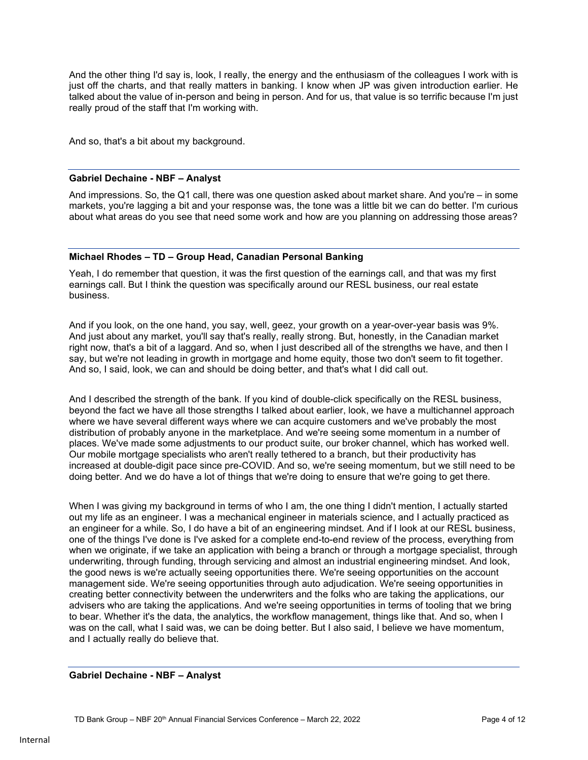And the other thing I'd say is, look, I really, the energy and the enthusiasm of the colleagues I work with is just off the charts, and that really matters in banking. I know when JP was given introduction earlier. He talked about the value of in-person and being in person. And for us, that value is so terrific because I'm just really proud of the staff that I'm working with.

And so, that's a bit about my background.

**Gabriel Dechaine - NBF – Analyst**

And impressions. So, the Q1 call, there was one question asked about market share. And you're – in some markets, you're lagging a bit and your response was, the tone was a little bit we can do better. I'm curious about what areas do you see that need some work and how are you planning on addressing those areas?

**Michael Rhodes – TD – Group Head, Canadian Personal Banking**

Yeah, I do remember that question, it was the first question of the earnings call, and that was my first earnings call. But I think the question was specifically around our RESL business, our real estate business.

And if you look, on the one hand, you say, well, geez, your growth on a year-over-year basis was 9%. And just about any market, you'll say that's really, really strong. But, honestly, in the Canadian market right now, that's a bit of a laggard. And so, when I just described all of the strengths we have, and then I say, but we're not leading in growth in mortgage and home equity, those two don't seem to fit together. And so, I said, look, we can and should be doing better, and that's what I did call out.

And I described the strength of the bank. If you kind of double-click specifically on the RESL business, beyond the fact we have all those strengths I talked about earlier, look, we have a multichannel approach where we have several different ways where we can acquire customers and we've probably the most distribution of probably anyone in the marketplace. And we're seeing some momentum in a number of places. We've made some adjustments to our product suite, our broker channel, which has worked well. Our mobile mortgage specialists who aren't really tethered to a branch, but their productivity has increased at double-digit pace since pre-COVID. And so, we're seeing momentum, but we still need to be doing better. And we do have a lot of things that we're doing to ensure that we're going to get there.

When I was giving my background in terms of who I am, the one thing I didn't mention, I actually started out my life as an engineer. I was a mechanical engineer in materials science, and I actually practiced as an engineer for a while. So, I do have a bit of an engineering mindset. And if I look at our RESL business, one of the things I've done is I've asked for a complete end-to-end review of the process, everything from when we originate, if we take an application with being a branch or through a mortgage specialist, through underwriting, through funding, through servicing and almost an industrial engineering mindset. And look, the good news is we're actually seeing opportunities there. We're seeing opportunities on the account management side. We're seeing opportunities through auto adjudication. We're seeing opportunities in creating better connectivity between the underwriters and the folks who are taking the applications, our advisers who are taking the applications. And we're seeing opportunities in terms of tooling that we bring to bear. Whether it's the data, the analytics, the workflow management, things like that. And so, when I was on the call, what I said was, we can be doing better. But I also said, I believe we have momentum, and I actually really do believe that.

**Gabriel Dechaine - NBF – Analyst**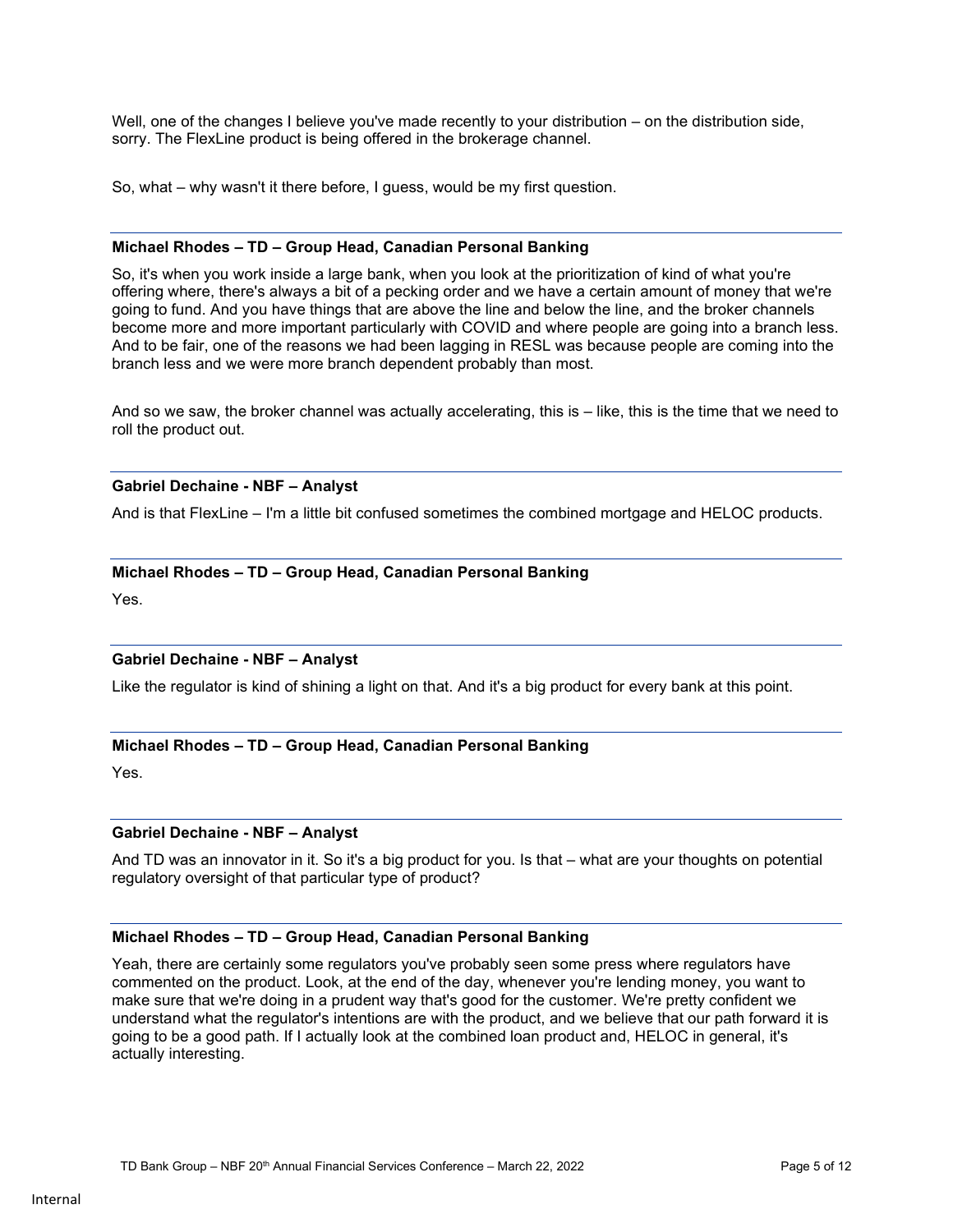Well, one of the changes I believe you've made recently to your distribution – on the distribution side, sorry. The FlexLine product is being offered in the brokerage channel.

So, what – why wasn't it there before, I guess, would be my first question.

**Michael Rhodes – TD – Group Head, Canadian Personal Banking**

So, it's when you work inside a large bank, when you look at the prioritization of kind of what you're offering where, there's always a bit of a pecking order and we have a certain amount of money that we're going to fund. And you have things that are above the line and below the line, and the broker channels become more and more important particularly with COVID and where people are going into a branch less. And to be fair, one of the reasons we had been lagging in RESL was because people are coming into the branch less and we were more branch dependent probably than most.

And so we saw, the broker channel was actually accelerating, this is – like, this is the time that we need to roll the product out.

**Gabriel Dechaine - NBF – Analyst**

And is that FlexLine – I'm a little bit confused sometimes the combined mortgage and HELOC products.

**Michael Rhodes – TD – Group Head, Canadian Personal Banking**

Yes.

**Gabriel Dechaine - NBF – Analyst**

Like the regulator is kind of shining a light on that. And it's a big product for every bank at this point.

**Michael Rhodes – TD – Group Head, Canadian Personal Banking**

Yes.

**Gabriel Dechaine - NBF – Analyst**

And TD was an innovator in it. So it's a big product for you. Is that – what are your thoughts on potential regulatory oversight of that particular type of product?

**Michael Rhodes – TD – Group Head, Canadian Personal Banking**

Yeah, there are certainly some regulators you've probably seen some press where regulators have commented on the product. Look, at the end of the day, whenever you're lending money, you want to make sure that we're doing in a prudent way that's good for the customer. We're pretty confident we understand what the regulator's intentions are with the product, and we believe that our path forward it is going to be a good path. If I actually look at the combined loan product and, HELOC in general, it's actually interesting.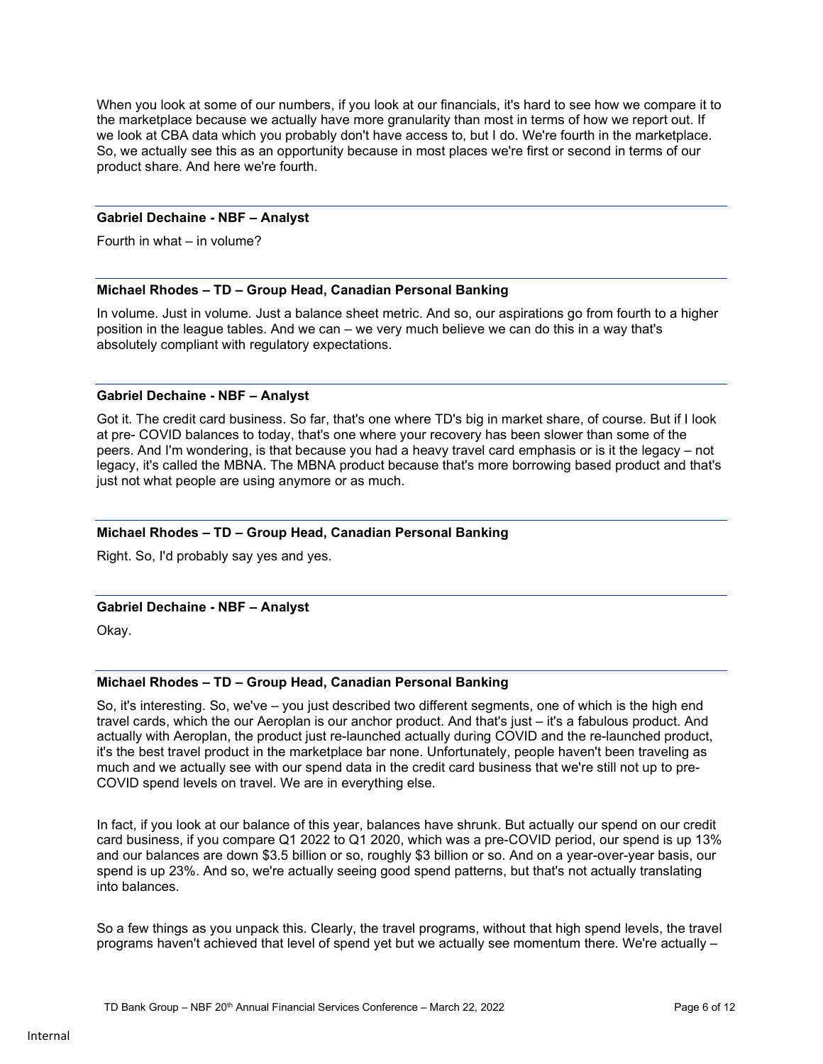When you look at some of our numbers, if you look at our financials, it's hard to see how we compare it to the marketplace because we actually have more granularity than most in terms of how we report out. If we look at CBA data which you probably don't have access to, but I do. We're fourth in the marketplace. So, we actually see this as an opportunity because in most places we're first or second in terms of our product share. And here we're fourth.

**Gabriel Dechaine - NBF – Analyst**

Fourth in what – in volume?

**Michael Rhodes – TD – Group Head, Canadian Personal Banking**

In volume. Just in volume. Just a balance sheet metric. And so, our aspirations go from fourth to a higher position in the league tables. And we can – we very much believe we can do this in a way that's absolutely compliant with regulatory expectations.

**Gabriel Dechaine - NBF – Analyst**

Got it. The credit card business. So far, that's one where TD's big in market share, of course. But if I look at pre- COVID balances to today, that's one where your recovery has been slower than some of the peers. And I'm wondering, is that because you had a heavy travel card emphasis or is it the legacy – not legacy, it's called the MBNA. The MBNA product because that's more borrowing based product and that's just not what people are using anymore or as much.

**Michael Rhodes – TD – Group Head, Canadian Personal Banking**

Right. So, I'd probably say yes and yes.

**Gabriel Dechaine - NBF – Analyst**

Okay.

**Michael Rhodes – TD – Group Head, Canadian Personal Banking**

So, it's interesting. So, we've – you just described two different segments, one of which is the high end travel cards, which the our Aeroplan is our anchor product. And that's just – it's a fabulous product. And actually with Aeroplan, the product just re-launched actually during COVID and the re-launched product, it's the best travel product in the marketplace bar none. Unfortunately, people haven't been traveling as much and we actually see with our spend data in the credit card business that we're still not up to pre-COVID spend levels on travel. We are in everything else.

In fact, if you look at our balance of this year, balances have shrunk. But actually our spend on our credit card business, if you compare Q1 2022 to Q1 2020, which was a pre-COVID period, our spend is up 13% and our balances are down \$3.5 billion or so, roughly \$3 billion or so. And on a year-over-year basis, our spend is up 23%. And so, we're actually seeing good spend patterns, but that's not actually translating into balances.

So a few things as you unpack this. Clearly, the travel programs, without that high spend levels, the travel programs haven't achieved that level of spend yet but we actually see momentum there. We're actually –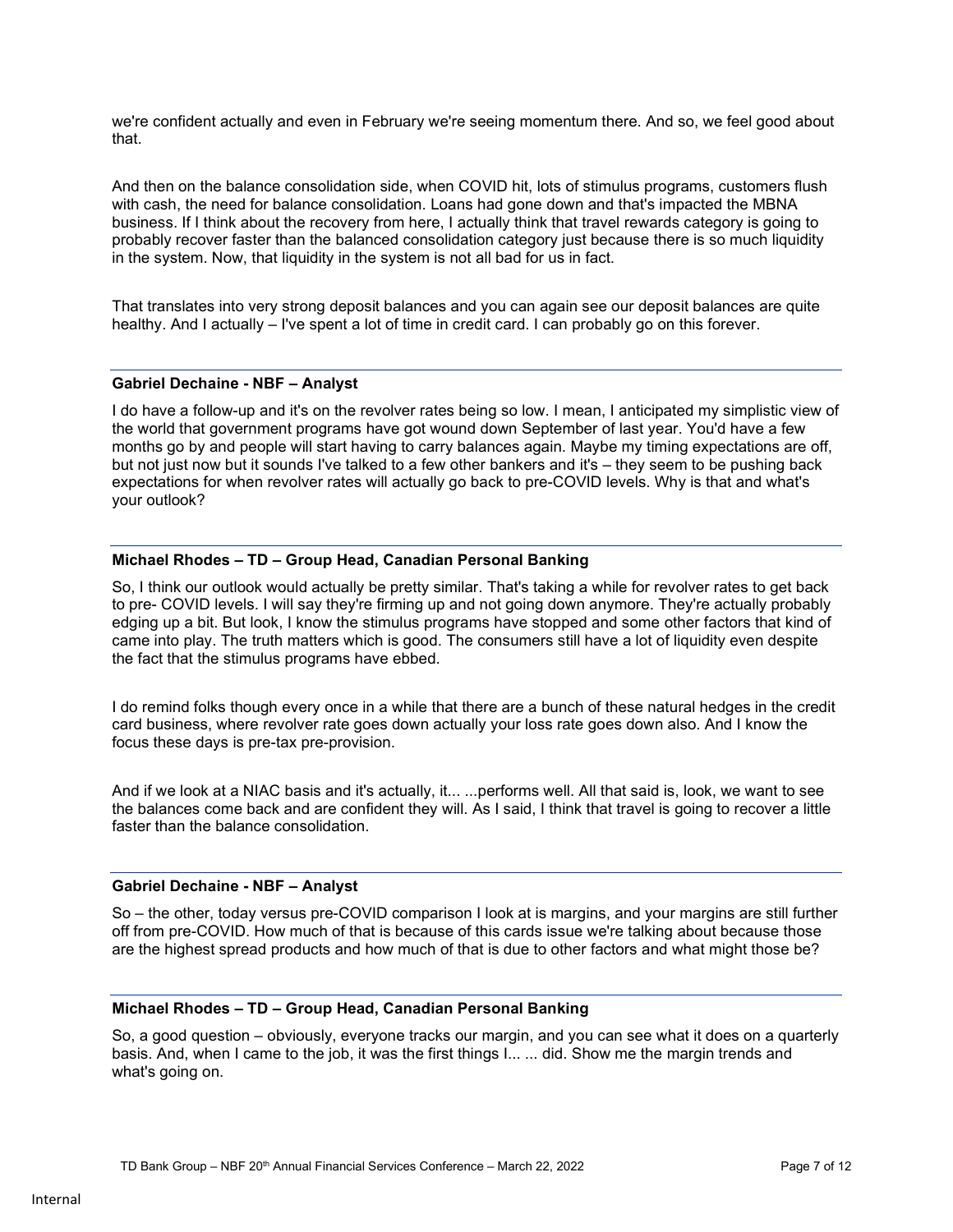we're confident actually and even in February we're seeing momentum there. And so, we feel good about that.

And then on the balance consolidation side, when COVID hit, lots of stimulus programs, customers flush with cash, the need for balance consolidation. Loans had gone down and that's impacted the MBNA business. If I think about the recovery from here, I actually think that travel rewards category is going to probably recover faster than the balanced consolidation category just because there is so much liquidity in the system. Now, that liquidity in the system is not all bad for us in fact.

That translates into very strong deposit balances and you can again see our deposit balances are quite healthy. And I actually – I've spent a lot of time in credit card. I can probably go on this forever.

**Gabriel Dechaine - NBF – Analyst**

I do have a follow-up and it's on the revolver rates being so low. I mean, I anticipated my simplistic view of the world that government programs have got wound down September of last year. You'd have a few months go by and people will start having to carry balances again. Maybe my timing expectations are off, but not just now but it sounds I've talked to a few other bankers and it's – they seem to be pushing back expectations for when revolver rates will actually go back to pre-COVID levels. Why is that and what's your outlook?

**Michael Rhodes – TD – Group Head, Canadian Personal Banking**

So, I think our outlook would actually be pretty similar. That's taking a while for revolver rates to get back to pre- COVID levels. I will say they're firming up and not going down anymore. They're actually probably edging up a bit. But look, I know the stimulus programs have stopped and some other factors that kind of came into play. The truth matters which is good. The consumers still have a lot of liquidity even despite the fact that the stimulus programs have ebbed.

I do remind folks though every once in a while that there are a bunch of these natural hedges in the credit card business, where revolver rate goes down actually your loss rate goes down also. And I know the focus these days is pre-tax pre-provision.

And if we look at a NIAC basis and it's actually, it... ...performs well. All that said is, look, we want to see the balances come back and are confident they will. As I said, I think that travel is going to recover a little faster than the balance consolidation.

**Gabriel Dechaine - NBF – Analyst**

So – the other, today versus pre-COVID comparison I look at is margins, and your margins are still further off from pre-COVID. How much of that is because of this cards issue we're talking about because those are the highest spread products and how much of that is due to other factors and what might those be?

**Michael Rhodes – TD – Group Head, Canadian Personal Banking**

So, a good question – obviously, everyone tracks our margin, and you can see what it does on a quarterly basis. And, when I came to the job, it was the first things I... ... did. Show me the margin trends and what's going on.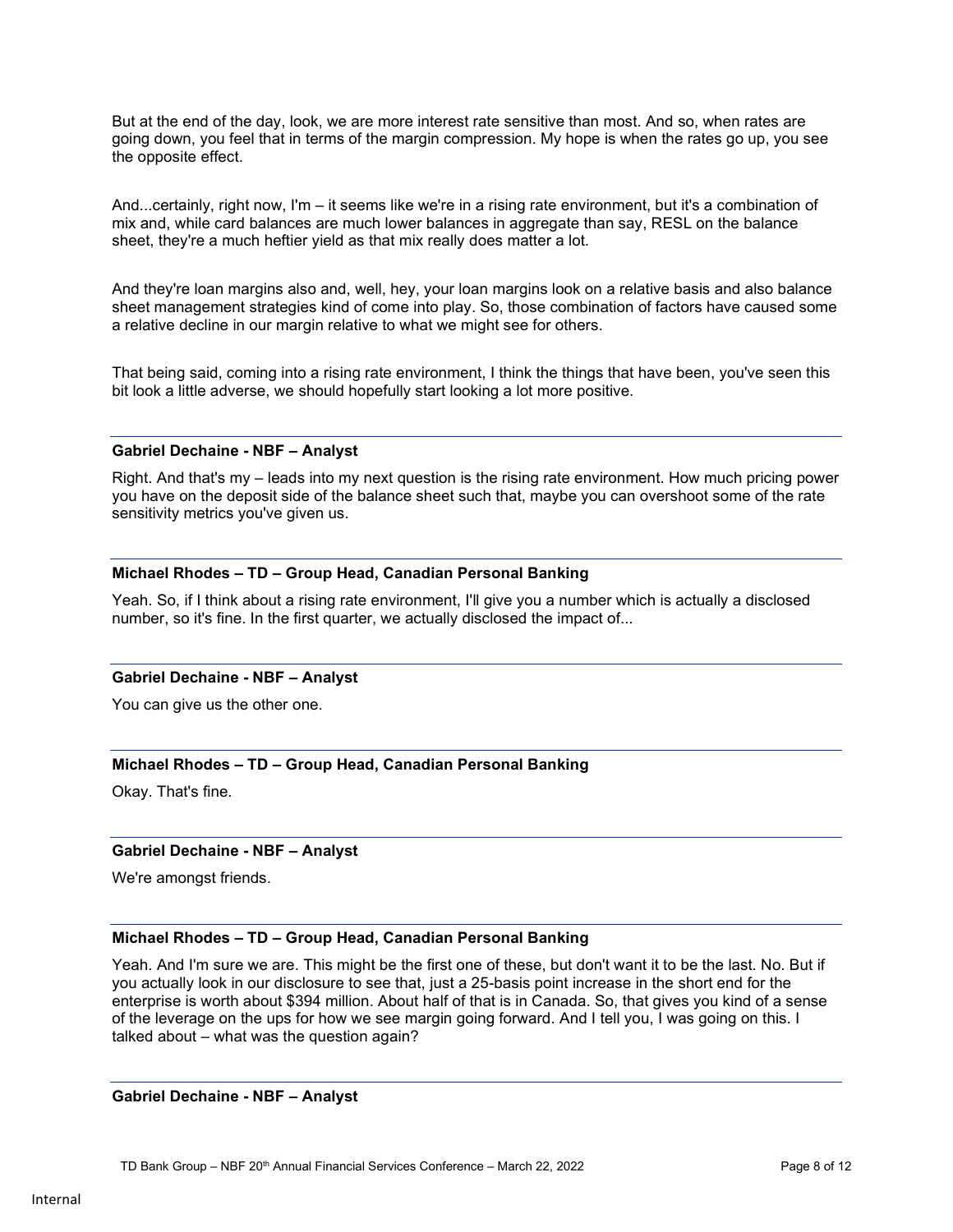But at the end of the day, look, we are more interest rate sensitive than most. And so, when rates are going down, you feel that in terms of the margin compression. My hope is when the rates go up, you see the opposite effect.

And...certainly, right now, I'm – it seems like we're in a rising rate environment, but it's a combination of mix and, while card balances are much lower balances in aggregate than say, RESL on the balance sheet, they're a much heftier yield as that mix really does matter a lot.

And they're loan margins also and, well, hey, your loan margins look on a relative basis and also balance sheet management strategies kind of come into play. So, those combination of factors have caused some a relative decline in our margin relative to what we might see for others.

That being said, coming into a rising rate environment, I think the things that have been, you've seen this bit look a little adverse, we should hopefully start looking a lot more positive.

**Gabriel Dechaine - NBF – Analyst**

Right. And that's my – leads into my next question is the rising rate environment. How much pricing power you have on the deposit side of the balance sheet such that, maybe you can overshoot some of the rate sensitivity metrics you've given us.

**Michael Rhodes – TD – Group Head, Canadian Personal Banking**

Yeah. So, if I think about a rising rate environment, I'll give you a number which is actually a disclosed number, so it's fine. In the first quarter, we actually disclosed the impact of...

**Gabriel Dechaine - NBF – Analyst**

You can give us the other one.

**Michael Rhodes – TD – Group Head, Canadian Personal Banking**

Okay. That's fine.

**Gabriel Dechaine - NBF – Analyst**

We're amongst friends.

**Michael Rhodes – TD – Group Head, Canadian Personal Banking**

Yeah. And I'm sure we are. This might be the first one of these, but don't want it to be the last. No. But if you actually look in our disclosure to see that, just a 25-basis point increase in the short end for the enterprise is worth about $394 million. About half of that is in Canada. So, that gives you kind of a sense of the leverage on the ups for how we see margin going forward. And I tell you, I was going on this. I talked about – what was the question again?

**Gabriel Dechaine - NBF – Analyst**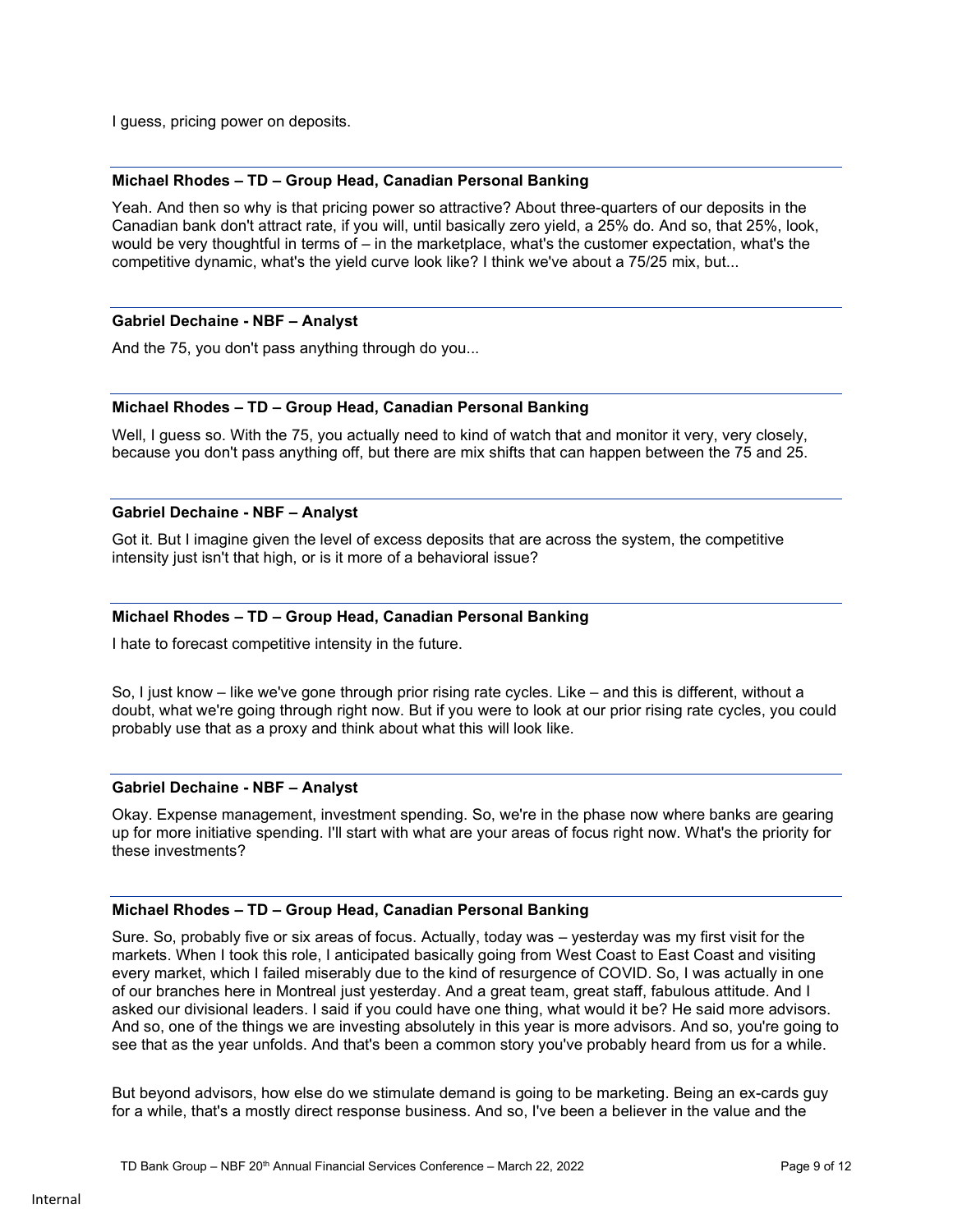I guess, pricing power on deposits.

**Michael Rhodes – TD – Group Head, Canadian Personal Banking**

Yeah. And then so why is that pricing power so attractive? About three-quarters of our deposits in the Canadian bank don't attract rate, if you will, until basically zero yield, a 25% do. And so, that 25%, look, would be very thoughtful in terms of – in the marketplace, what's the customer expectation, what's the competitive dynamic, what's the yield curve look like? I think we've about a 75/25 mix, but...

**Gabriel Dechaine - NBF – Analyst**

And the 75, you don't pass anything through do you...

**Michael Rhodes – TD – Group Head, Canadian Personal Banking**

Well, I guess so. With the 75, you actually need to kind of watch that and monitor it very, very closely, because you don't pass anything off, but there are mix shifts that can happen between the 75 and 25.

**Gabriel Dechaine - NBF – Analyst**

Got it. But I imagine given the level of excess deposits that are across the system, the competitive intensity just isn't that high, or is it more of a behavioral issue?

**Michael Rhodes – TD – Group Head, Canadian Personal Banking**

I hate to forecast competitive intensity in the future.

So, I just know – like we've gone through prior rising rate cycles. Like – and this is different, without a doubt, what we're going through right now. But if you were to look at our prior rising rate cycles, you could probably use that as a proxy and think about what this will look like.

**Gabriel Dechaine - NBF – Analyst**

Okay. Expense management, investment spending. So, we're in the phase now where banks are gearing up for more initiative spending. I'll start with what are your areas of focus right now. What's the priority for these investments?

**Michael Rhodes – TD – Group Head, Canadian Personal Banking**

Sure. So, probably five or six areas of focus. Actually, today was – yesterday was my first visit for the markets. When I took this role, I anticipated basically going from West Coast to East Coast and visiting every market, which I failed miserably due to the kind of resurgence of COVID. So, I was actually in one of our branches here in Montreal just yesterday. And a great team, great staff, fabulous attitude. And I asked our divisional leaders. I said if you could have one thing, what would it be? He said more advisors. And so, one of the things we are investing absolutely in this year is more advisors. And so, you're going to see that as the year unfolds. And that's been a common story you've probably heard from us for a while.

But beyond advisors, how else do we stimulate demand is going to be marketing. Being an ex-cards guy for a while, that's a mostly direct response business. And so, I've been a believer in the value and the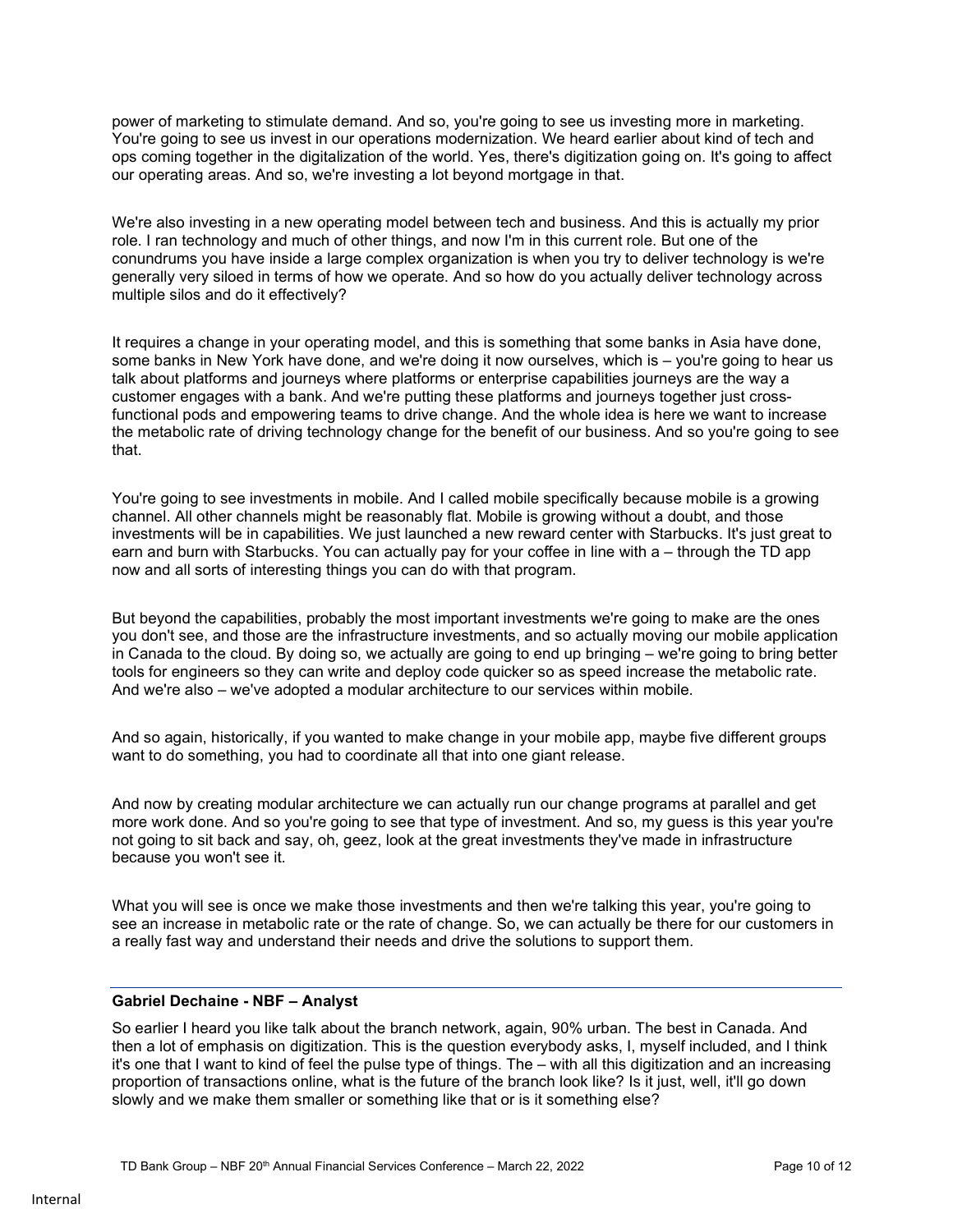power of marketing to stimulate demand. And so, you're going to see us investing more in marketing. You're going to see us invest in our operations modernization. We heard earlier about kind of tech and ops coming together in the digitalization of the world. Yes, there's digitization going on. It's going to affect our operating areas. And so, we're investing a lot beyond mortgage in that.

We're also investing in a new operating model between tech and business. And this is actually my prior role. I ran technology and much of other things, and now I'm in this current role. But one of the conundrums you have inside a large complex organization is when you try to deliver technology is we're generally very siloed in terms of how we operate. And so how do you actually deliver technology across multiple silos and do it effectively?

It requires a change in your operating model, and this is something that some banks in Asia have done, some banks in New York have done, and we're doing it now ourselves, which is – you're going to hear us talk about platforms and journeys where platforms or enterprise capabilities journeys are the way a customer engages with a bank. And we're putting these platforms and journeys together just cross-functional pods and empowering teams to drive change. And the whole idea is here we want to increase the metabolic rate of driving technology change for the benefit of our business. And so you're going to see that.

You're going to see investments in mobile. And I called mobile specifically because mobile is a growing channel. All other channels might be reasonably flat. Mobile is growing without a doubt, and those investments will be in capabilities. We just launched a new reward center with Starbucks. It's just great to earn and burn with Starbucks. You can actually pay for your coffee in line with a – through the TD app now and all sorts of interesting things you can do with that program.

But beyond the capabilities, probably the most important investments we're going to make are the ones you don't see, and those are the infrastructure investments, and so actually moving our mobile application in Canada to the cloud. By doing so, we actually are going to end up bringing – we're going to bring better tools for engineers so they can write and deploy code quicker so as speed increase the metabolic rate. And we're also – we've adopted a modular architecture to our services within mobile.

And so again, historically, if you wanted to make change in your mobile app, maybe five different groups want to do something, you had to coordinate all that into one giant release.

And now by creating modular architecture we can actually run our change programs at parallel and get more work done. And so you're going to see that type of investment. And so, my guess is this year you're not going to sit back and say, oh, geez, look at the great investments they've made in infrastructure because you won't see it.

What you will see is once we make those investments and then we're talking this year, you're going to see an increase in metabolic rate or the rate of change. So, we can actually be there for our customers in a really fast way and understand their needs and drive the solutions to support them.

**Gabriel Dechaine - NBF – Analyst**

So earlier I heard you like talk about the branch network, again, 90% urban. The best in Canada. And then a lot of emphasis on digitization. This is the question everybody asks, I, myself included, and I think it's one that I want to kind of feel the pulse type of things. The – with all this digitization and an increasing proportion of transactions online, what is the future of the branch look like? Is it just, well, it'll go down slowly and we make them smaller or something like that or is it something else?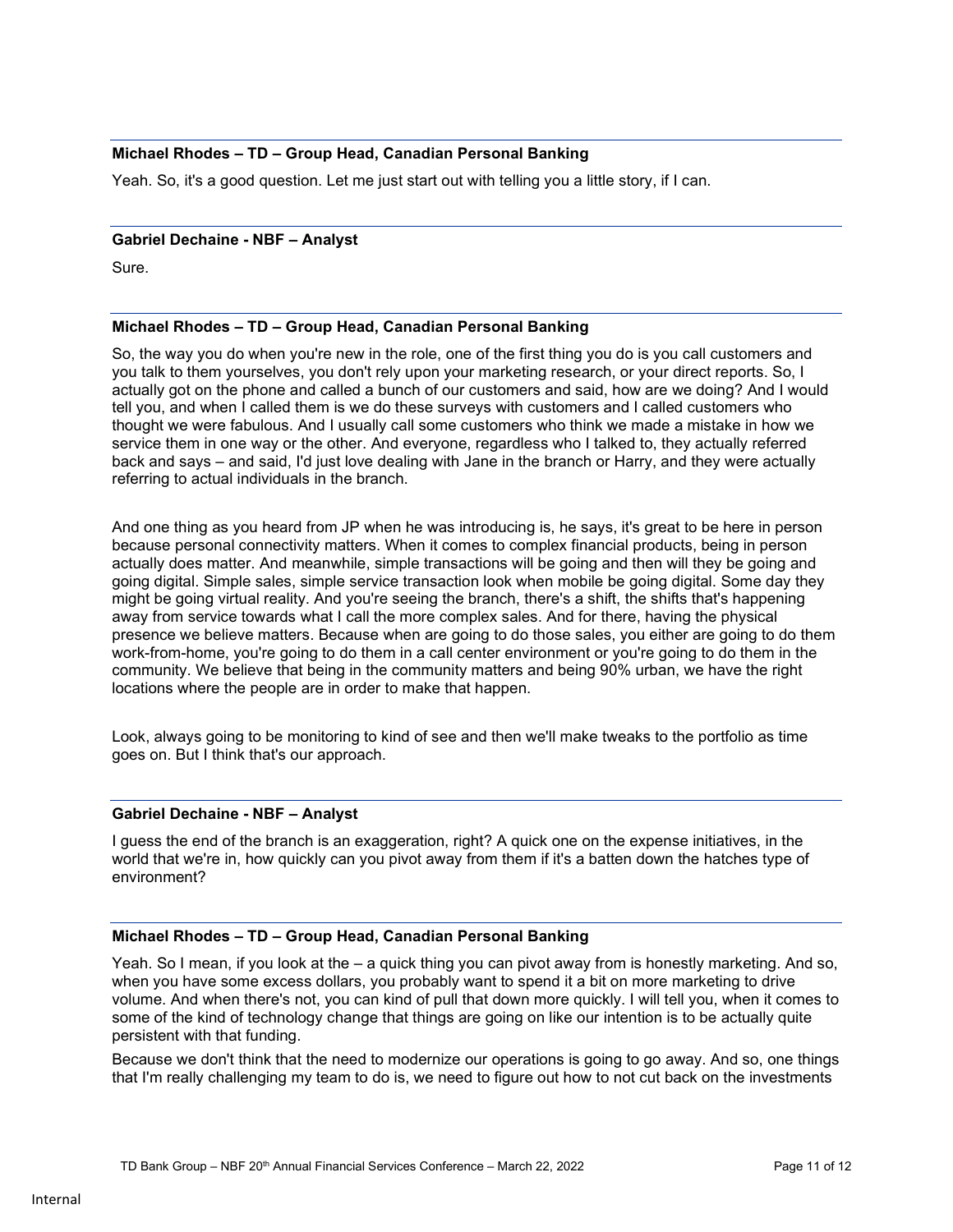**Michael Rhodes – TD – Group Head, Canadian Personal Banking**

Yeah. So, it's a good question. Let me just start out with telling you a little story, if I can.

**Gabriel Dechaine - NBF – Analyst**

Sure.

**Michael Rhodes – TD – Group Head, Canadian Personal Banking**

So, the way you do when you're new in the role, one of the first thing you do is you call customers and you talk to them yourselves, you don't rely upon your marketing research, or your direct reports. So, I actually got on the phone and called a bunch of our customers and said, how are we doing? And I would tell you, and when I called them is we do these surveys with customers and I called customers who thought we were fabulous. And I usually call some customers who think we made a mistake in how we service them in one way or the other. And everyone, regardless who I talked to, they actually referred back and says – and said, I'd just love dealing with Jane in the branch or Harry, and they were actually referring to actual individuals in the branch.

And one thing as you heard from JP when he was introducing is, he says, it's great to be here in person because personal connectivity matters. When it comes to complex financial products, being in person actually does matter. And meanwhile, simple transactions will be going and then will they be going and going digital. Simple sales, simple service transaction look when mobile be going digital. Some day they might be going virtual reality. And you're seeing the branch, there's a shift, the shifts that's happening away from service towards what I call the more complex sales. And for there, having the physical presence we believe matters. Because when are going to do those sales, you either are going to do them work-from-home, you're going to do them in a call center environment or you're going to do them in the community. We believe that being in the community matters and being 90% urban, we have the right locations where the people are in order to make that happen.

Look, always going to be monitoring to kind of see and then we'll make tweaks to the portfolio as time goes on. But I think that's our approach.

**Gabriel Dechaine - NBF – Analyst**

I guess the end of the branch is an exaggeration, right? A quick one on the expense initiatives, in the world that we're in, how quickly can you pivot away from them if it's a batten down the hatches type of environment?

**Michael Rhodes – TD – Group Head, Canadian Personal Banking**

Yeah. So I mean, if you look at the – a quick thing you can pivot away from is honestly marketing. And so, when you have some excess dollars, you probably want to spend it a bit on more marketing to drive volume. And when there's not, you can kind of pull that down more quickly. I will tell you, when it comes to some of the kind of technology change that things are going on like our intention is to be actually quite persistent with that funding.

Because we don't think that the need to modernize our operations is going to go away. And so, one things that I'm really challenging my team to do is, we need to figure out how to not cut back on the investments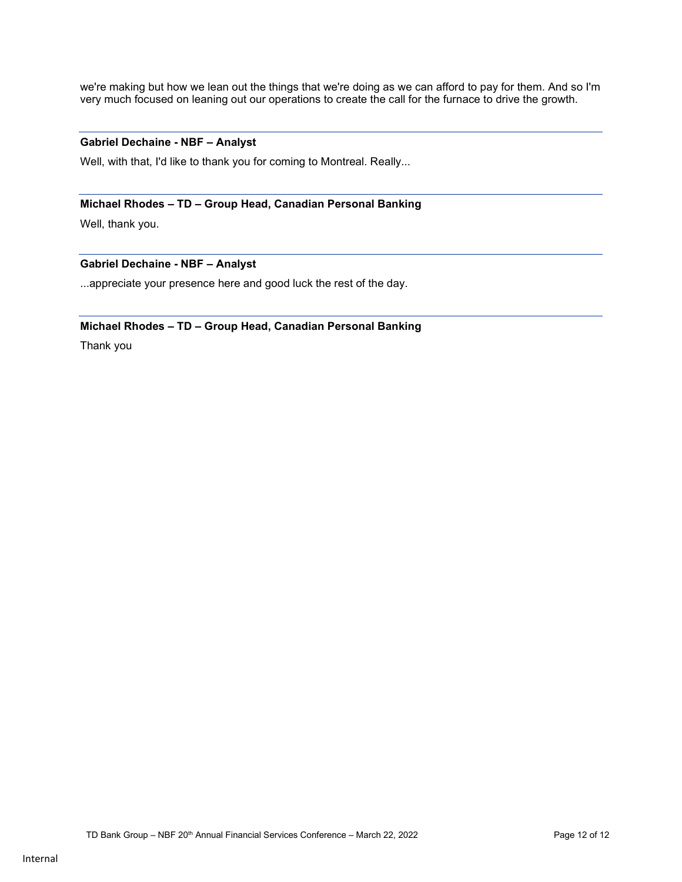we're making but how we lean out the things that we're doing as we can afford to pay for them. And so I'm very much focused on leaning out our operations to create the call for the furnace to drive the growth.

**Gabriel Dechaine - NBF – Analyst**

Well, with that, I'd like to thank you for coming to Montreal. Really...

**Michael Rhodes – TD – Group Head, Canadian Personal Banking**

Well, thank you.

**Gabriel Dechaine - NBF – Analyst**

...appreciate your presence here and good luck the rest of the day.

**Michael Rhodes – TD – Group Head, Canadian Personal Banking**

Thank you